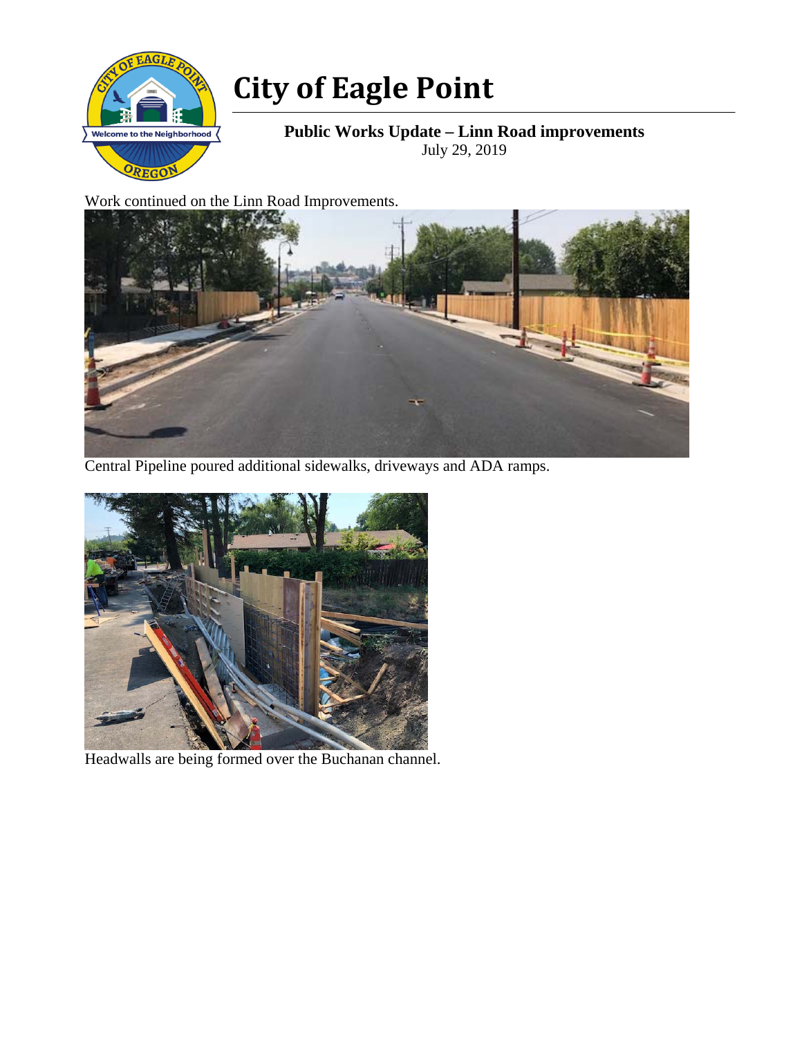# City of Eagle Point

**Public Works Update – Linn Road improvements**

July 29, 2019

Work continued on the Linn Road Improvements.

Central Pipeline poured additional sidewalks, driveways and ADA ramps.

Headwalls are being formed over the Buchanan channel.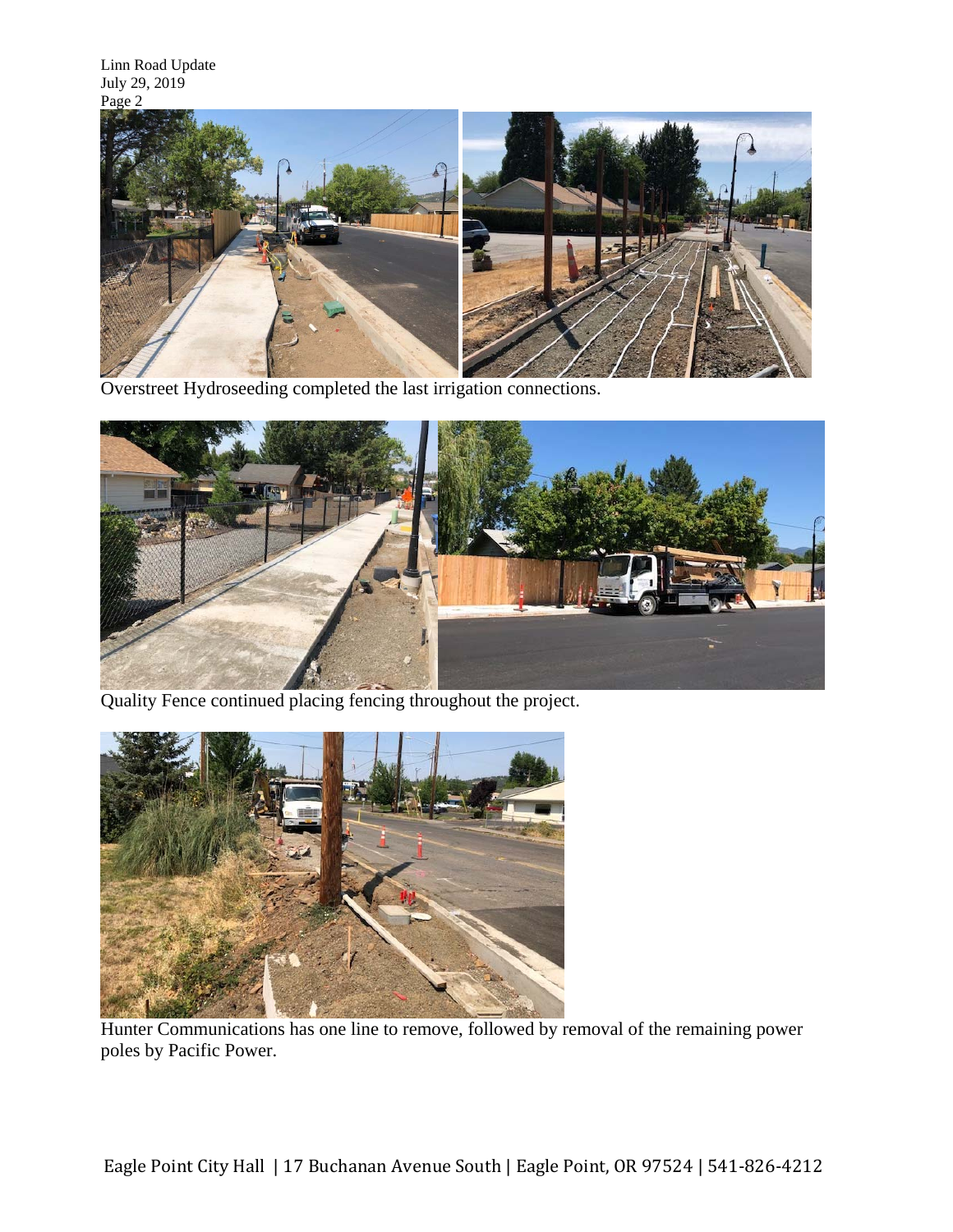Overstreet Hydroseeding completed the last irrigation connections.

Quality Fence continued placing fencing throughout the project.

Hunter Communications has one line to remove, followed by removal of the remaining power poles by Pacific Power.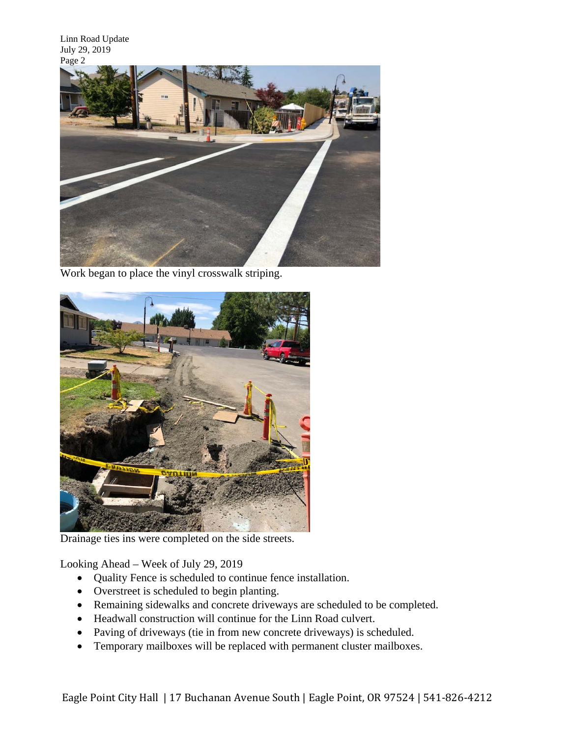Work began to place the vinyl crosswalk striping.

Drainage ties ins were completed on the side streets.

Looking Ahead – Week of July 29, 2019

- Quality Fence is scheduled to continue fence installation.
- Overstreet is scheduled to begin planting.
- Remaining sidewalks and concrete driveways are scheduled to be completed.
- Headwall construction will continue for the Linn Road culvert.
- Paving of driveways (tie in from new concrete driveways) is scheduled.
- Temporary mailboxes will be replaced with permanent cluster mailboxes.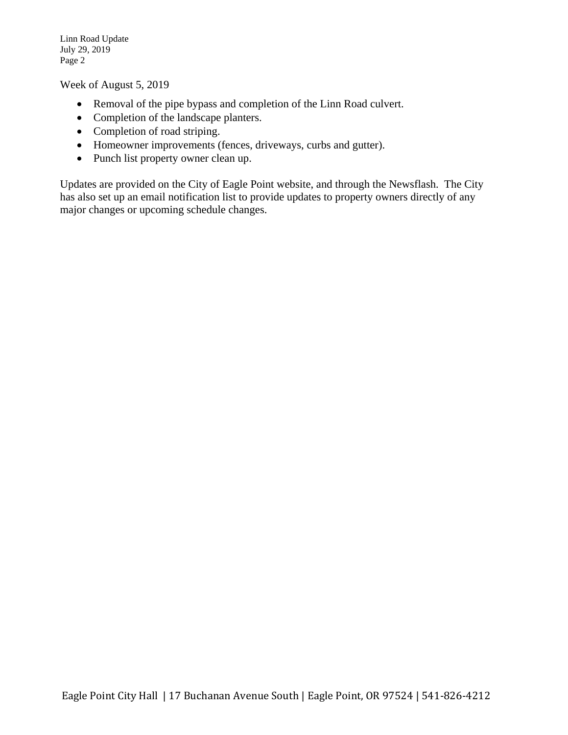Week of August 5, 2019

- Removal of the pipe bypass and completion of the Linn Road culvert.
- Completion of the landscape planters.
- Completion of road striping.
- Homeowner improvements (fences, driveways, curbs and gutter).
- Punch list property owner clean up.

Updates are provided on the City of Eagle Point website, and through the Newsflash. The City has also set up an email notification list to provide updates to property owners directly of any major changes or upcoming schedule changes.